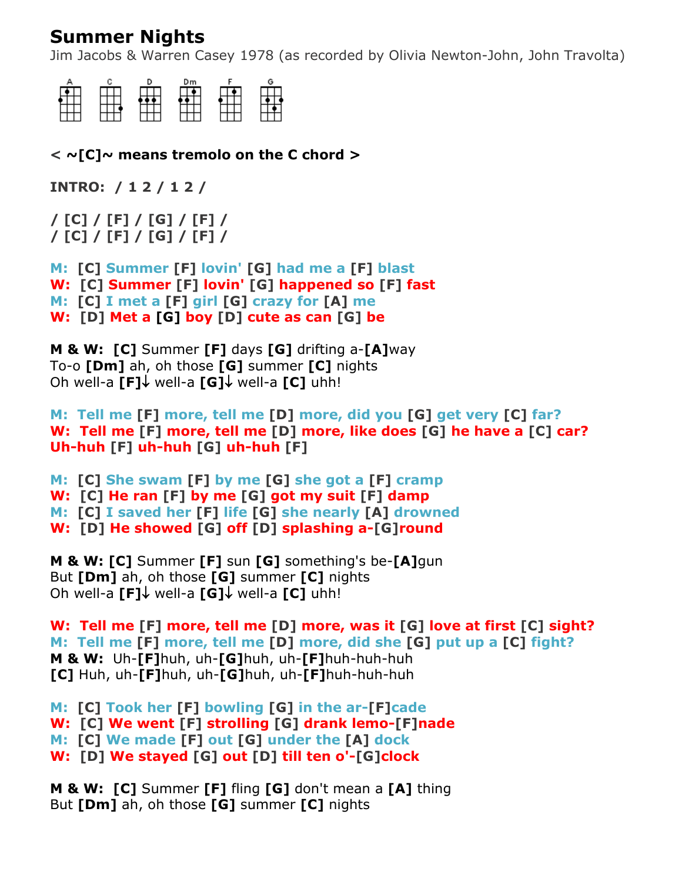# Summer Nights

Jim Jacobs & Warren Casey 1978 (as recorded by Olivia Newton-John, John Travolta)

A C D Dm F G

**< ~[C]~ means tremolo on the C chord >**

**INTRO: / 1 2 / 1 2 /**

**/ [C] / [F] / [G] / [F] /**
**/ [C] / [F] / [G] / [F] /**

**M: [C] Summer [F] lovin' [G] had me a [F] blast**
**W: [C] Summer [F] lovin' [G] happened so [F] fast**
**M: [C] I met a [F] girl [G] crazy for [A] me**
**W: [D] Met a [G] boy [D] cute as can [G] be**

**M & W: [C]** Summer **[F]** days **[G]** drifting a-**[A]**way
To-o **[Dm]** ah, oh those **[G]** summer **[C]** nights
Oh well-a **[F]↓** well-a **[G]↓** well-a **[C]** uhh!

**M: Tell me [F] more, tell me [D] more, did you [G] get very [C] far?**
**W: Tell me [F] more, tell me [D] more, like does [G] he have a [C] car?**
**Uh-huh [F] uh-huh [G] uh-huh [F]**

**M: [C] She swam [F] by me [G] she got a [F] cramp**
**W: [C] He ran [F] by me [G] got my suit [F] damp**
**M: [C] I saved her [F] life [G] she nearly [A] drowned**
**W: [D] He showed [G] off [D] splashing a-[G]round**

**M & W: [C]** Summer **[F]** sun **[G]** something's be-**[A]**gun
But **[Dm]** ah, oh those **[G]** summer **[C]** nights
Oh well-a **[F]↓** well-a **[G]↓** well-a **[C]** uhh!

**W: Tell me [F] more, tell me [D] more, was it [G] love at first [C] sight?**
**M: Tell me [F] more, tell me [D] more, did she [G] put up a [C] fight?**
**M & W:** Uh-**[F]**huh, uh-**[G]**huh, uh-**[F]**huh-huh-huh
**[C]** Huh, uh-**[F]**huh, uh-**[G]**huh, uh-**[F]**huh-huh-huh

**M: [C] Took her [F] bowling [G] in the ar-[F]cade**
**W: [C] We went [F] strolling [G] drank lemo-[F]nade**
**M: [C] We made [F] out [G] under the [A] dock**
**W: [D] We stayed [G] out [D] till ten o'-[G]clock**

**M & W: [C]** Summer **[F]** fling **[G]** don't mean a **[A]** thing
But **[Dm]** ah, oh those **[G]** summer **[C]** nights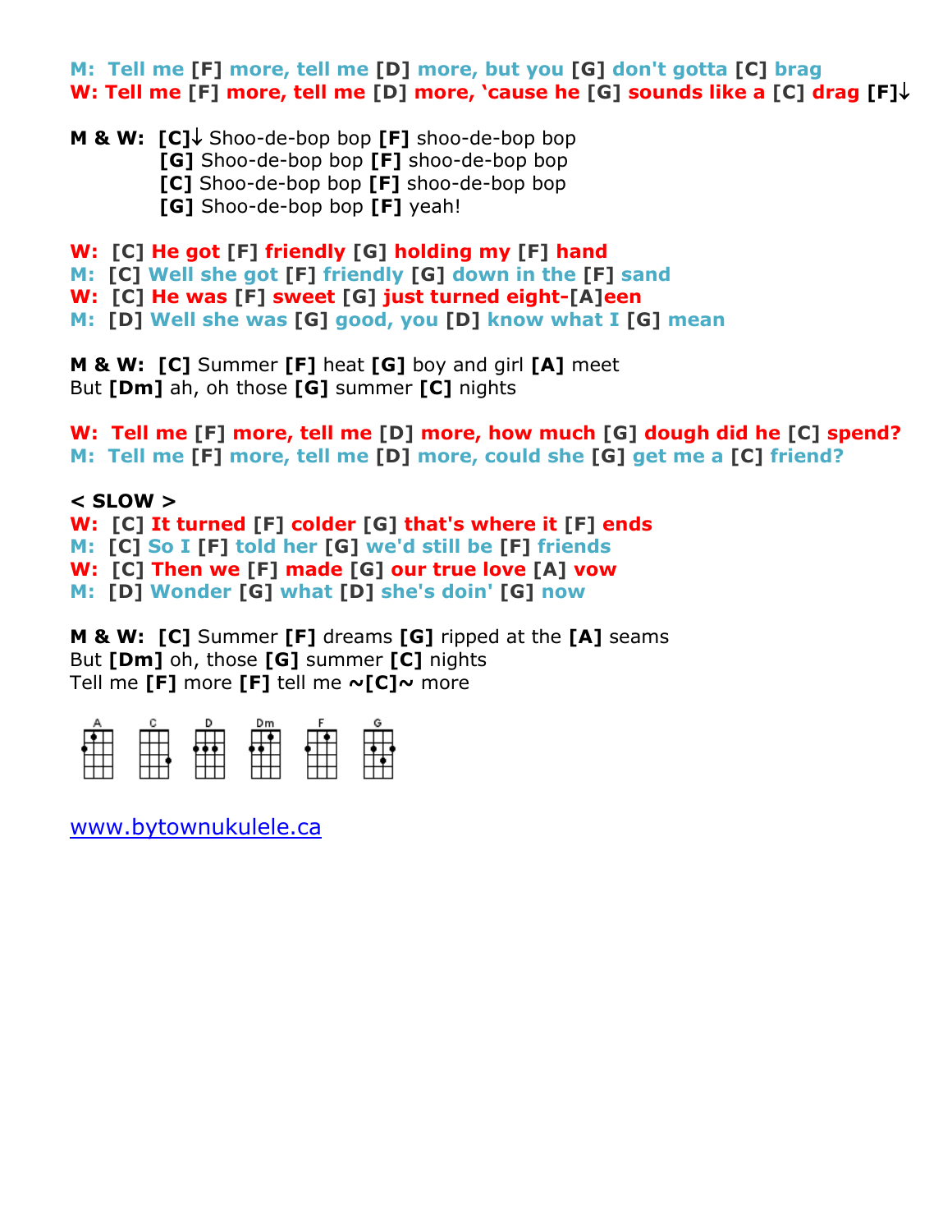**M:** Tell me [F] more, tell me [D] more, but you [G] don't gotta [C] brag
**W: Tell me [F] more, tell me [D] more, 'cause he [G] sounds like a [C] drag [F]↓**

**M & W:** [C]↓ Shoo-de-bop bop [F] shoo-de-bop bop
[G] Shoo-de-bop bop [F] shoo-de-bop bop
[C] Shoo-de-bop bop [F] shoo-de-bop bop
[G] Shoo-de-bop bop [F] yeah!

**W:** [C] **He got [F] friendly [G] holding my [F] hand**
**M:** [C] **Well she got [F] friendly [G] down in the [F] sand**
**W:** [C] **He was [F] sweet [G] just turned eight-[A]een**
**M:** [D] **Well she was [G] good, you [D] know what I [G] mean**

**M & W:** [C] Summer [F] heat [G] boy and girl [A] meet
But [Dm] ah, oh those [G] summer [C] nights

**W: Tell me [F] more, tell me [D] more, how much [G] dough did he [C] spend?**
**M: Tell me [F] more, tell me [D] more, could she [G] get me a [C] friend?**

**< SLOW >**
**W:** [C] **It turned [F] colder [G] that's where it [F] ends**
**M:** [C] **So I [F] told her [G] we'd still be [F] friends**
**W:** [C] **Then we [F] made [G] our true love [A] vow**
**M:** [D] **Wonder [G] what [D] she's doin' [G] now**

**M & W:** [C] Summer [F] dreams [G] ripped at the [A] seams
But [Dm] oh, those [G] summer [C] nights
Tell me [F] more [F] tell me ~[C]~ more

A C D Dm F G

www.bytownukulele.ca